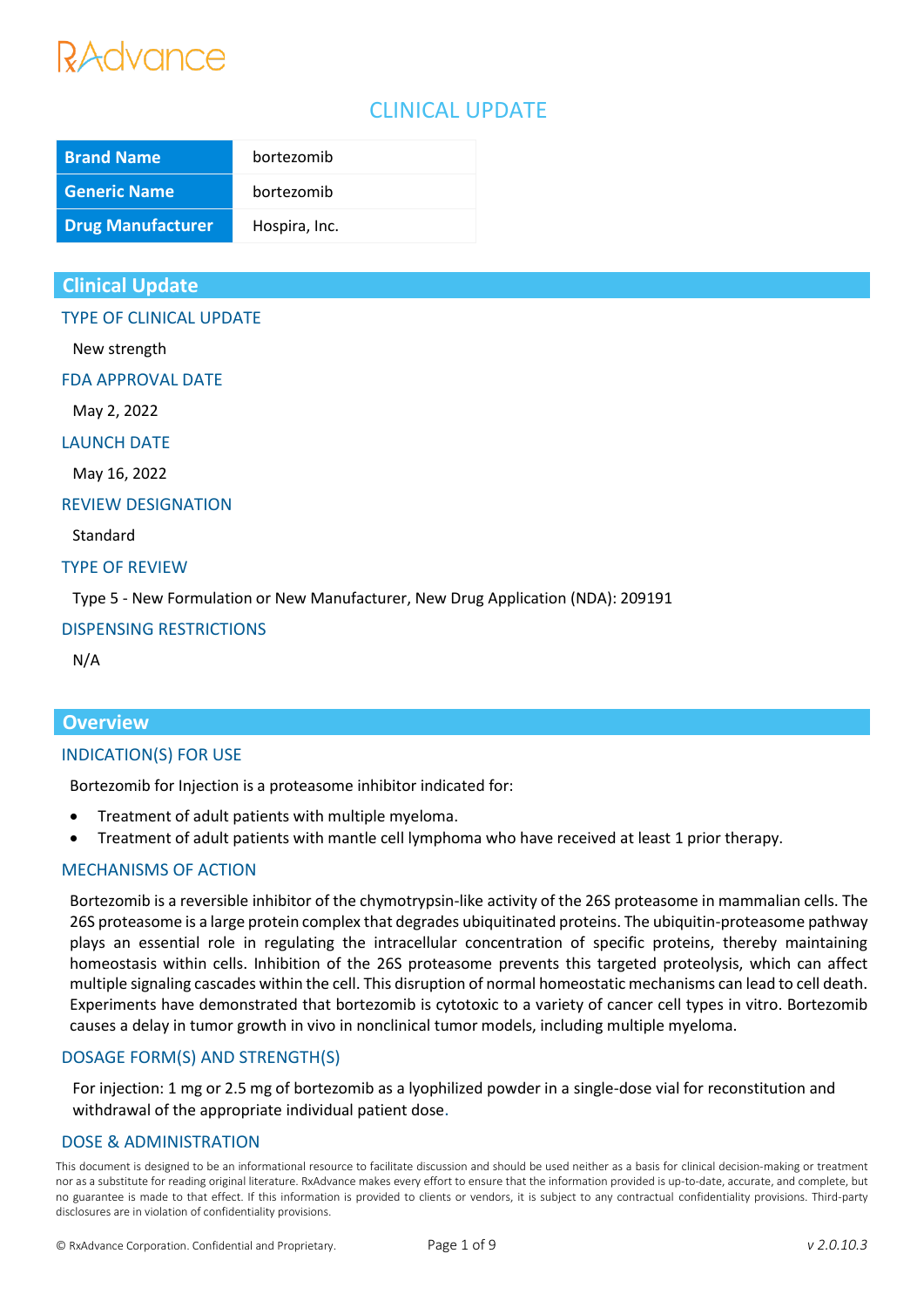RxAdvance

# CLINICAL UPDATE

| Brand Name | bortezomib |
|---|---|
| Generic Name | bortezomib |
| Drug Manufacturer | Hospira, Inc. |

## Clinical Update

### TYPE OF CLINICAL UPDATE

New strength

### FDA APPROVAL DATE

May 2, 2022

### LAUNCH DATE

May 16, 2022

### REVIEW DESIGNATION

Standard

### TYPE OF REVIEW

Type 5 - New Formulation or New Manufacturer, New Drug Application (NDA): 209191

### DISPENSING RESTRICTIONS

N/A

## Overview

### INDICATION(S) FOR USE

Bortezomib for Injection is a proteasome inhibitor indicated for:

- Treatment of adult patients with multiple myeloma.
- Treatment of adult patients with mantle cell lymphoma who have received at least 1 prior therapy.

### MECHANISMS OF ACTION

Bortezomib is a reversible inhibitor of the chymotrypsin-like activity of the 26S proteasome in mammalian cells. The 26S proteasome is a large protein complex that degrades ubiquitinated proteins. The ubiquitin-proteasome pathway plays an essential role in regulating the intracellular concentration of specific proteins, thereby maintaining homeostasis within cells. Inhibition of the 26S proteasome prevents this targeted proteolysis, which can affect multiple signaling cascades within the cell. This disruption of normal homeostatic mechanisms can lead to cell death. Experiments have demonstrated that bortezomib is cytotoxic to a variety of cancer cell types in vitro. Bortezomib causes a delay in tumor growth in vivo in nonclinical tumor models, including multiple myeloma.

### DOSAGE FORM(S) AND STRENGTH(S)

For injection: 1 mg or 2.5 mg of bortezomib as a lyophilized powder in a single-dose vial for reconstitution and withdrawal of the appropriate individual patient dose.

### DOSE & ADMINISTRATION

This document is designed to be an informational resource to facilitate discussion and should be used neither as a basis for clinical decision-making or treatment nor as a substitute for reading original literature. RxAdvance makes every effort to ensure that the information provided is up-to-date, accurate, and complete, but no guarantee is made to that effect. If this information is provided to clients or vendors, it is subject to any contractual confidentiality provisions. Third-party disclosures are in violation of confidentiality provisions.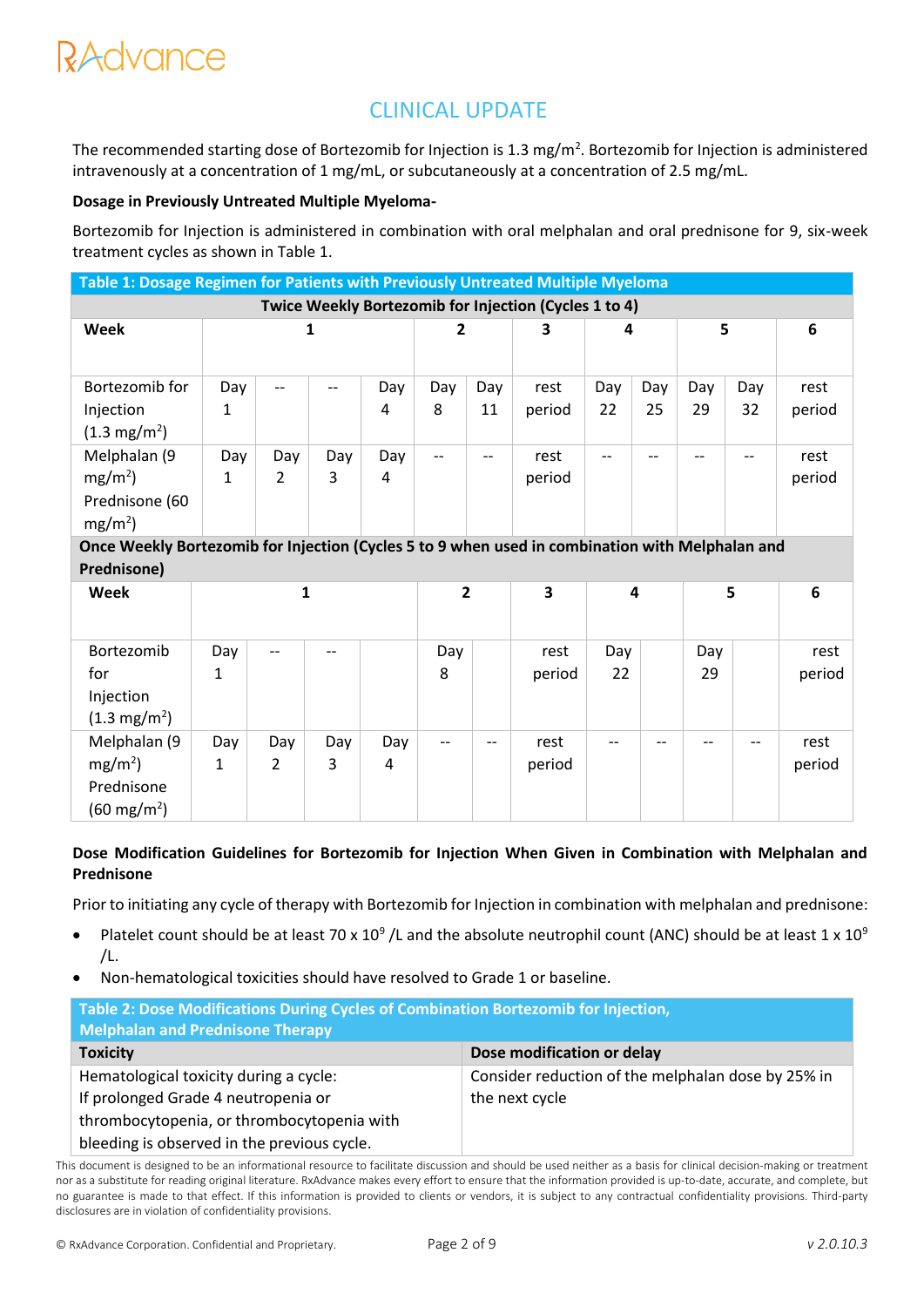# CLINICAL UPDATE

The recommended starting dose of Bortezomib for Injection is 1.3 mg/m$^2$. Bortezomib for Injection is administered intravenously at a concentration of 1 mg/mL, or subcutaneously at a concentration of 2.5 mg/mL.

**Dosage in Previously Untreated Multiple Myeloma-**

Bortezomib for Injection is administered in combination with oral melphalan and oral prednisone for 9, six-week treatment cycles as shown in Table 1.

**Table 1: Dosage Regimen for Patients with Previously Untreated Multiple Myeloma**

| **Twice Weekly Bortezomib for Injection (Cycles 1 to 4)** | | | | | | | | | | | | |
|---|---|---|---|---|---|---|---|---|---|---|---|---|
| **Week** | **1** | | | | **2** | | **3** | **4** | | **5** | | **6** |
| Bortezomib for Injection (1.3 mg/m$^2$) | Day 1 | -- | -- | Day 4 | Day 8 | Day 11 | rest period | Day 22 | Day 25 | Day 29 | Day 32 | rest period |
| Melphalan (9 mg/m$^2$) Prednisone (60 mg/m$^2$) | Day 1 | Day 2 | Day 3 | Day 4 | -- | -- | rest period | -- | -- | -- | -- | rest period |
| **Once Weekly Bortezomib for Injection (Cycles 5 to 9 when used in combination with Melphalan and Prednisone)** | | | | | | | | | | | | |
| **Week** | **1** | | | | **2** | | **3** | **4** | | **5** | | **6** |
| Bortezomib for Injection (1.3 mg/m$^2$) | Day 1 | -- | -- | | Day 8 | | rest period | Day 22 | | Day 29 | | rest period |
| Melphalan (9 mg/m$^2$) Prednisone (60 mg/m$^2$) | Day 1 | Day 2 | Day 3 | Day 4 | -- | -- | rest period | -- | -- | -- | -- | rest period |

**Dose Modification Guidelines for Bortezomib for Injection When Given in Combination with Melphalan and Prednisone**

Prior to initiating any cycle of therapy with Bortezomib for Injection in combination with melphalan and prednisone:

- Platelet count should be at least 70 x 10$^9$ /L and the absolute neutrophil count (ANC) should be at least 1 x 10$^9$ /L.
- Non-hematological toxicities should have resolved to Grade 1 or baseline.

**Table 2: Dose Modifications During Cycles of Combination Bortezomib for Injection, Melphalan and Prednisone Therapy**

| **Toxicity** | **Dose modification or delay** |
|---|---|
| Hematological toxicity during a cycle: If prolonged Grade 4 neutropenia or thrombocytopenia, or thrombocytopenia with bleeding is observed in the previous cycle. | Consider reduction of the melphalan dose by 25% in the next cycle |

This document is designed to be an informational resource to facilitate discussion and should be used neither as a basis for clinical decision-making or treatment nor as a substitute for reading original literature. RxAdvance makes every effort to ensure that the information provided is up-to-date, accurate, and complete, but no guarantee is made to that effect. If this information is provided to clients or vendors, it is subject to any contractual confidentiality provisions. Third-party disclosures are in violation of confidentiality provisions.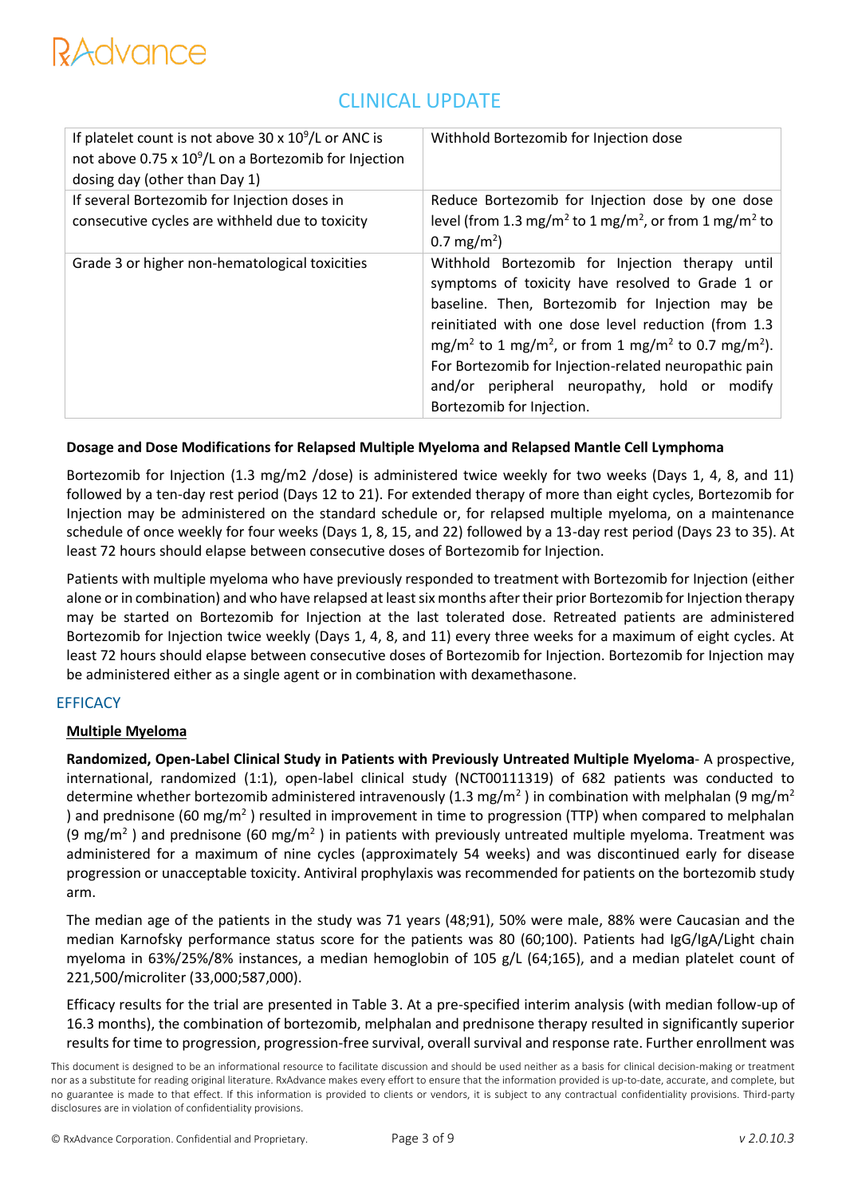# CLINICAL UPDATE

| | |
|---|---|
| If platelet count is not above 30 x $10^9$/L or ANC is not above 0.75 x $10^9$/L on a Bortezomib for Injection dosing day (other than Day 1) | Withhold Bortezomib for Injection dose |
| If several Bortezomib for Injection doses in consecutive cycles are withheld due to toxicity | Reduce Bortezomib for Injection dose by one dose level (from 1.3 mg/m$^2$ to 1 mg/m$^2$, or from 1 mg/m$^2$ to 0.7 mg/m$^2$) |
| Grade 3 or higher non-hematological toxicities | Withhold Bortezomib for Injection therapy until symptoms of toxicity have resolved to Grade 1 or baseline. Then, Bortezomib for Injection may be reinitiated with one dose level reduction (from 1.3 mg/m$^2$ to 1 mg/m$^2$, or from 1 mg/m$^2$ to 0.7 mg/m$^2$). For Bortezomib for Injection-related neuropathic pain and/or peripheral neuropathy, hold or modify Bortezomib for Injection. |

**Dosage and Dose Modifications for Relapsed Multiple Myeloma and Relapsed Mantle Cell Lymphoma**

Bortezomib for Injection (1.3 mg/m2 /dose) is administered twice weekly for two weeks (Days 1, 4, 8, and 11) followed by a ten-day rest period (Days 12 to 21). For extended therapy of more than eight cycles, Bortezomib for Injection may be administered on the standard schedule or, for relapsed multiple myeloma, on a maintenance schedule of once weekly for four weeks (Days 1, 8, 15, and 22) followed by a 13-day rest period (Days 23 to 35). At least 72 hours should elapse between consecutive doses of Bortezomib for Injection.

Patients with multiple myeloma who have previously responded to treatment with Bortezomib for Injection (either alone or in combination) and who have relapsed at least six months after their prior Bortezomib for Injection therapy may be started on Bortezomib for Injection at the last tolerated dose. Retreated patients are administered Bortezomib for Injection twice weekly (Days 1, 4, 8, and 11) every three weeks for a maximum of eight cycles. At least 72 hours should elapse between consecutive doses of Bortezomib for Injection. Bortezomib for Injection may be administered either as a single agent or in combination with dexamethasone.

## EFFICACY

**Multiple Myeloma**

**Randomized, Open-Label Clinical Study in Patients with Previously Untreated Multiple Myeloma**- A prospective, international, randomized (1:1), open-label clinical study (NCT00111319) of 682 patients was conducted to determine whether bortezomib administered intravenously (1.3 mg/m$^2$ ) in combination with melphalan (9 mg/m$^2$ ) and prednisone (60 mg/m$^2$ ) resulted in improvement in time to progression (TTP) when compared to melphalan (9 mg/m$^2$ ) and prednisone (60 mg/m$^2$ ) in patients with previously untreated multiple myeloma. Treatment was administered for a maximum of nine cycles (approximately 54 weeks) and was discontinued early for disease progression or unacceptable toxicity. Antiviral prophylaxis was recommended for patients on the bortezomib study arm.

The median age of the patients in the study was 71 years (48;91), 50% were male, 88% were Caucasian and the median Karnofsky performance status score for the patients was 80 (60;100). Patients had IgG/IgA/Light chain myeloma in 63%/25%/8% instances, a median hemoglobin of 105 g/L (64;165), and a median platelet count of 221,500/microliter (33,000;587,000).

Efficacy results for the trial are presented in Table 3. At a pre-specified interim analysis (with median follow-up of 16.3 months), the combination of bortezomib, melphalan and prednisone therapy resulted in significantly superior results for time to progression, progression-free survival, overall survival and response rate. Further enrollment was

This document is designed to be an informational resource to facilitate discussion and should be used neither as a basis for clinical decision-making or treatment nor as a substitute for reading original literature. RxAdvance makes every effort to ensure that the information provided is up-to-date, accurate, and complete, but no guarantee is made to that effect. If this information is provided to clients or vendors, it is subject to any contractual confidentiality provisions. Third-party disclosures are in violation of confidentiality provisions.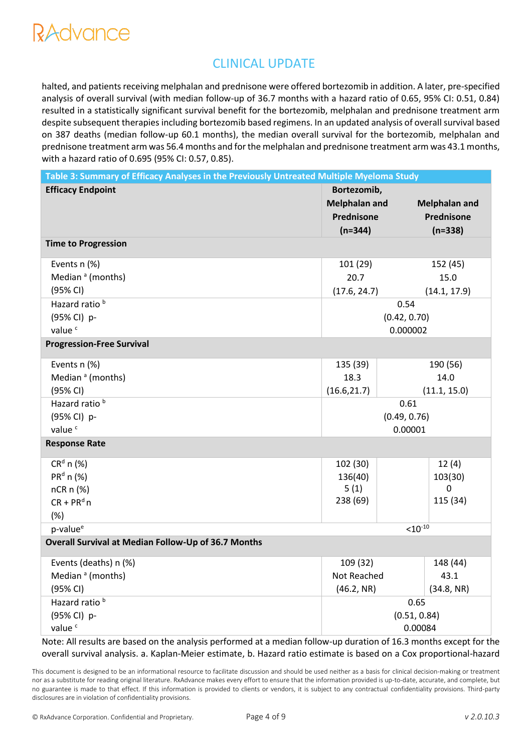halted, and patients receiving melphalan and prednisone were offered bortezomib in addition. A later, pre-specified analysis of overall survival (with median follow-up of 36.7 months with a hazard ratio of 0.65, 95% CI: 0.51, 0.84) resulted in a statistically significant survival benefit for the bortezomib, melphalan and prednisone treatment arm despite subsequent therapies including bortezomib based regimens. In an updated analysis of overall survival based on 387 deaths (median follow-up 60.1 months), the median overall survival for the bortezomib, melphalan and prednisone treatment arm was 56.4 months and for the melphalan and prednisone treatment arm was 43.1 months, with a hazard ratio of 0.695 (95% CI: 0.57, 0.85).

**Table 3: Summary of Efficacy Analyses in the Previously Untreated Multiple Myeloma Study**

| Efficacy Endpoint | Bortezomib, Melphalan and Prednisone (n=344) | Melphalan and Prednisone (n=338) |
|---|---|---|
| **Time to Progression** | | |
| Events n (%) | 101 (29) | 152 (45) |
| Median [a] (months) (95% CI) | 20.7 (17.6, 24.7) | 15.0 (14.1, 17.9) |
| Hazard ratio [b] (95% CI) p-value [c] | 0.54 (0.42, 0.70) 0.000002 | |
| **Progression-Free Survival** | | |
| Events n (%) | 135 (39) | 190 (56) |
| Median [a] (months) (95% CI) | 18.3 (16.6,21.7) | 14.0 (11.1, 15.0) |
| Hazard ratio [b] (95% CI) p-value [c] | 0.61 (0.49, 0.76) 0.00001 | |
| **Response Rate** | | |
| CR[d] n (%) | 102 (30) | 12 (4) |
| PR[d] n (%) | 136(40) | 103(30) |
| nCR n (%) | 5 (1) | 0 |
| CR + PR[d] n (%) | 238 (69) | 115 (34) |
| p-value[e] | $<10^{-10}$ | |
| **Overall Survival at Median Follow-Up of 36.7 Months** | | |
| Events (deaths) n (%) | 109 (32) | 148 (44) |
| Median [a] (months) (95% CI) | Not Reached (46.2, NR) | 43.1 (34.8, NR) |
| Hazard ratio [b] (95% CI) p-value [c] | 0.65 (0.51, 0.84) 0.00084 | |

Note: All results are based on the analysis performed at a median follow-up duration of 16.3 months except for the overall survival analysis. a. Kaplan-Meier estimate, b. Hazard ratio estimate is based on a Cox proportional-hazard

This document is designed to be an informational resource to facilitate discussion and should be used neither as a basis for clinical decision-making or treatment nor as a substitute for reading original literature. RxAdvance makes every effort to ensure that the information provided is up-to-date, accurate, and complete, but no guarantee is made to that effect. If this information is provided to clients or vendors, it is subject to any contractual confidentiality provisions. Third-party disclosures are in violation of confidentiality provisions.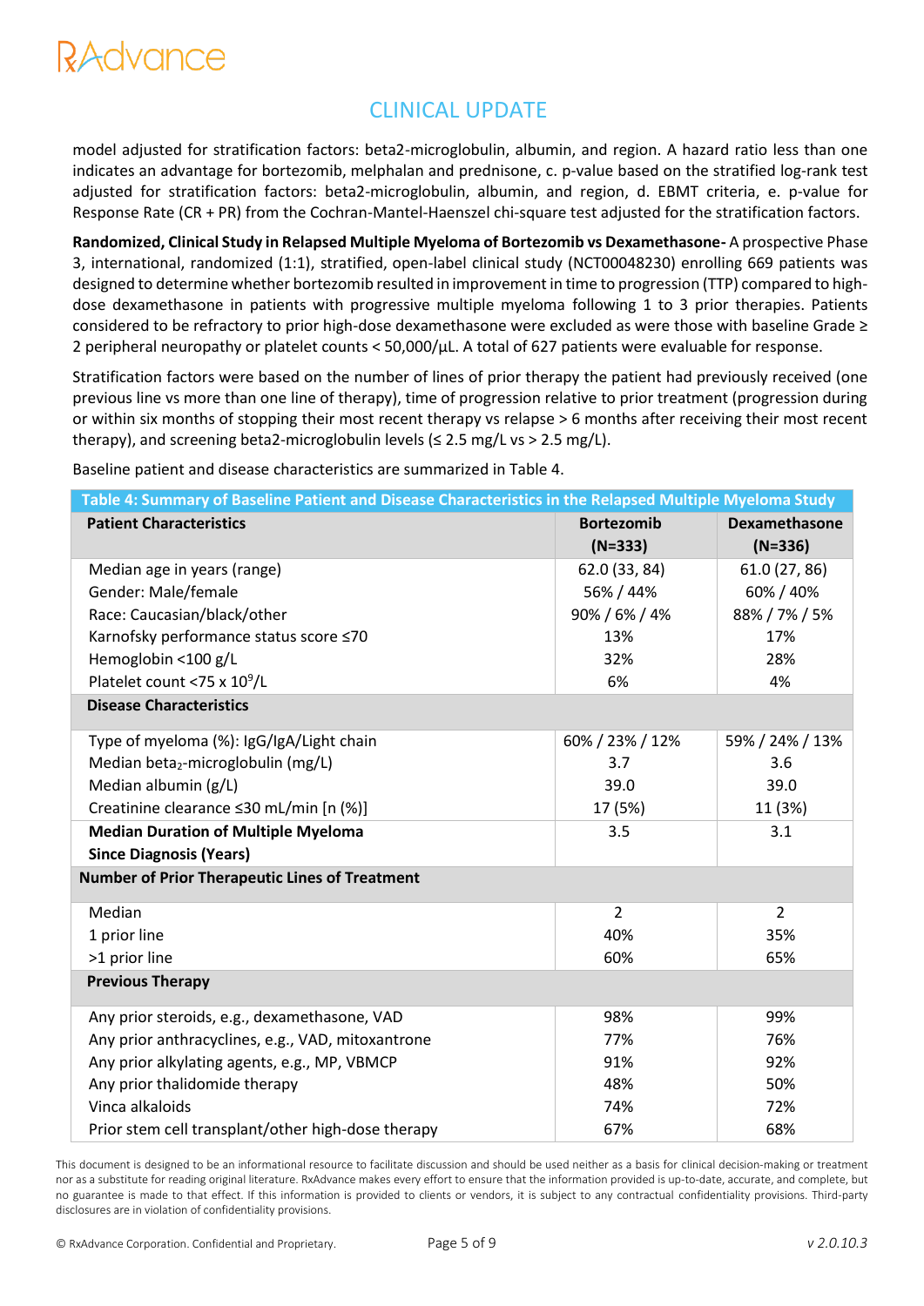model adjusted for stratification factors: beta2-microglobulin, albumin, and region. A hazard ratio less than one indicates an advantage for bortezomib, melphalan and prednisone, c. p-value based on the stratified log-rank test adjusted for stratification factors: beta2-microglobulin, albumin, and region, d. EBMT criteria, e. p-value for Response Rate (CR + PR) from the Cochran-Mantel-Haenszel chi-square test adjusted for the stratification factors.

**Randomized, Clinical Study in Relapsed Multiple Myeloma of Bortezomib vs Dexamethasone-** A prospective Phase 3, international, randomized (1:1), stratified, open-label clinical study (NCT00048230) enrolling 669 patients was designed to determine whether bortezomib resulted in improvement in time to progression (TTP) compared to high-dose dexamethasone in patients with progressive multiple myeloma following 1 to 3 prior therapies. Patients considered to be refractory to prior high-dose dexamethasone were excluded as were those with baseline Grade ≥ 2 peripheral neuropathy or platelet counts < 50,000/µL. A total of 627 patients were evaluable for response.

Stratification factors were based on the number of lines of prior therapy the patient had previously received (one previous line vs more than one line of therapy), time of progression relative to prior treatment (progression during or within six months of stopping their most recent therapy vs relapse > 6 months after receiving their most recent therapy), and screening beta2-microglobulin levels (≤ 2.5 mg/L vs > 2.5 mg/L).

Baseline patient and disease characteristics are summarized in Table 4.

**Table 4: Summary of Baseline Patient and Disease Characteristics in the Relapsed Multiple Myeloma Study**

| **Patient Characteristics** | **Bortezomib (N=333)** | **Dexamethasone (N=336)** |
|---|---|---|
| Median age in years (range) | 62.0 (33, 84) | 61.0 (27, 86) |
| Gender: Male/female | 56% / 44% | 60% / 40% |
| Race: Caucasian/black/other | 90% / 6% / 4% | 88% / 7% / 5% |
| Karnofsky performance status score ≤70 | 13% | 17% |
| Hemoglobin <100 g/L | 32% | 28% |
| Platelet count <75 x $10^9$/L | 6% | 4% |
| **Disease Characteristics** | | |
| Type of myeloma (%): IgG/IgA/Light chain | 60% / 23% / 12% | 59% / 24% / 13% |
| Median beta$_2$-microglobulin (mg/L) | 3.7 | 3.6 |
| Median albumin (g/L) | 39.0 | 39.0 |
| Creatinine clearance ≤30 mL/min [n (%)] | 17 (5%) | 11 (3%) |
| **Median Duration of Multiple Myeloma Since Diagnosis (Years)** | 3.5 | 3.1 |
| **Number of Prior Therapeutic Lines of Treatment** | | |
| Median | 2 | 2 |
| 1 prior line | 40% | 35% |
| >1 prior line | 60% | 65% |
| **Previous Therapy** | | |
| Any prior steroids, e.g., dexamethasone, VAD | 98% | 99% |
| Any prior anthracyclines, e.g., VAD, mitoxantrone | 77% | 76% |
| Any prior alkylating agents, e.g., MP, VBMCP | 91% | 92% |
| Any prior thalidomide therapy | 48% | 50% |
| Vinca alkaloids | 74% | 72% |
| Prior stem cell transplant/other high-dose therapy | 67% | 68% |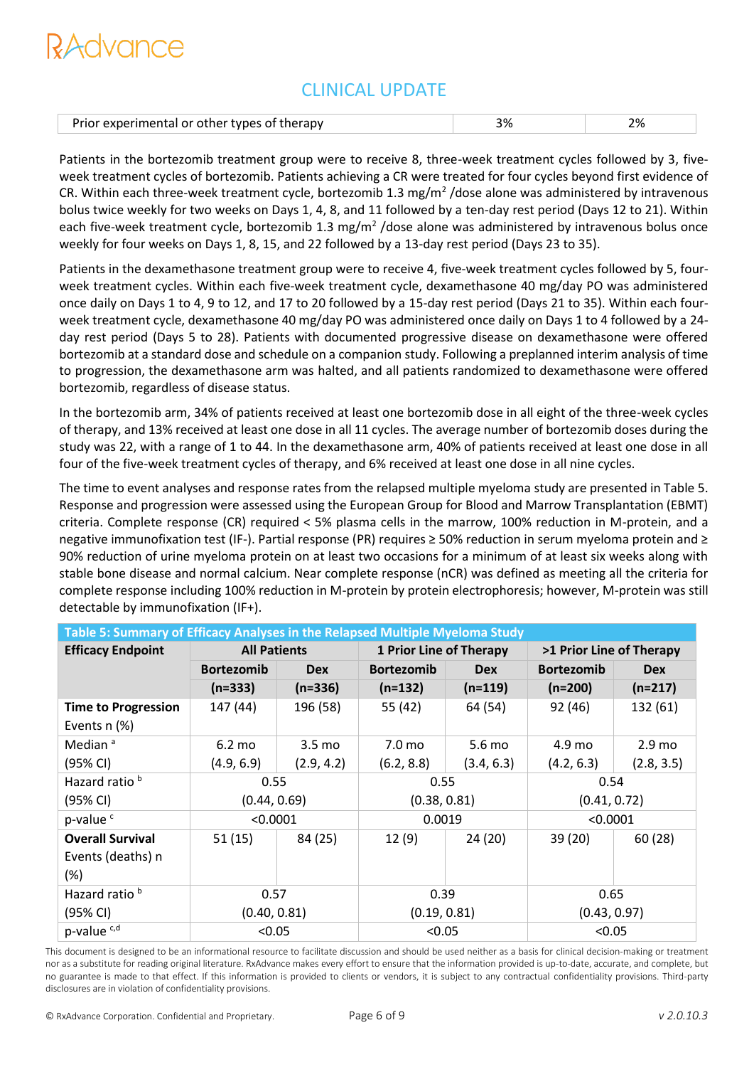| Prior experimental or other types of therapy | 3% | 2% |
|---|---|---|

Patients in the bortezomib treatment group were to receive 8, three-week treatment cycles followed by 3, five-week treatment cycles of bortezomib. Patients achieving a CR were treated for four cycles beyond first evidence of CR. Within each three-week treatment cycle, bortezomib 1.3 mg/m$^2$ /dose alone was administered by intravenous bolus twice weekly for two weeks on Days 1, 4, 8, and 11 followed by a ten-day rest period (Days 12 to 21). Within each five-week treatment cycle, bortezomib 1.3 mg/m$^2$ /dose alone was administered by intravenous bolus once weekly for four weeks on Days 1, 8, 15, and 22 followed by a 13-day rest period (Days 23 to 35).

Patients in the dexamethasone treatment group were to receive 4, five-week treatment cycles followed by 5, four-week treatment cycles. Within each five-week treatment cycle, dexamethasone 40 mg/day PO was administered once daily on Days 1 to 4, 9 to 12, and 17 to 20 followed by a 15-day rest period (Days 21 to 35). Within each four-week treatment cycle, dexamethasone 40 mg/day PO was administered once daily on Days 1 to 4 followed by a 24-day rest period (Days 5 to 28). Patients with documented progressive disease on dexamethasone were offered bortezomib at a standard dose and schedule on a companion study. Following a preplanned interim analysis of time to progression, the dexamethasone arm was halted, and all patients randomized to dexamethasone were offered bortezomib, regardless of disease status.

In the bortezomib arm, 34% of patients received at least one bortezomib dose in all eight of the three-week cycles of therapy, and 13% received at least one dose in all 11 cycles. The average number of bortezomib doses during the study was 22, with a range of 1 to 44. In the dexamethasone arm, 40% of patients received at least one dose in all four of the five-week treatment cycles of therapy, and 6% received at least one dose in all nine cycles.

The time to event analyses and response rates from the relapsed multiple myeloma study are presented in Table 5. Response and progression were assessed using the European Group for Blood and Marrow Transplantation (EBMT) criteria. Complete response (CR) required < 5% plasma cells in the marrow, 100% reduction in M-protein, and a negative immunofixation test (IF-). Partial response (PR) requires ≥ 50% reduction in serum myeloma protein and ≥ 90% reduction of urine myeloma protein on at least two occasions for a minimum of at least six weeks along with stable bone disease and normal calcium. Near complete response (nCR) was defined as meeting all the criteria for complete response including 100% reduction in M-protein by protein electrophoresis; however, M-protein was still detectable by immunofixation (IF+).

**Table 5: Summary of Efficacy Analyses in the Relapsed Multiple Myeloma Study**

| Efficacy Endpoint | All Patients | | 1 Prior Line of Therapy | | >1 Prior Line of Therapy | |
|---|---|---|---|---|---|---|
| | Bortezomib | Dex | Bortezomib | Dex | Bortezomib | Dex |
| | (n=333) | (n=336) | (n=132) | (n=119) | (n=200) | (n=217) |
| **Time to Progression** Events n (%) | 147 (44) | 196 (58) | 55 (42) | 64 (54) | 92 (46) | 132 (61) |
| Median [a] (95% CI) | 6.2 mo (4.9, 6.9) | 3.5 mo (2.9, 4.2) | 7.0 mo (6.2, 8.8) | 5.6 mo (3.4, 6.3) | 4.9 mo (4.2, 6.3) | 2.9 mo (2.8, 3.5) |
| Hazard ratio [b] (95% CI) | 0.55 (0.44, 0.69) | | 0.55 (0.38, 0.81) | | 0.54 (0.41, 0.72) | |
| p-value [c] | <0.0001 | | 0.0019 | | <0.0001 | |
| **Overall Survival** Events (deaths) n (%) | 51 (15) | 84 (25) | 12 (9) | 24 (20) | 39 (20) | 60 (28) |
| Hazard ratio [b] (95% CI) | 0.57 (0.40, 0.81) | | 0.39 (0.19, 0.81) | | 0.65 (0.43, 0.97) | |
| p-value [c,d] | <0.05 | | <0.05 | | <0.05 | |

This document is designed to be an informational resource to facilitate discussion and should be used neither as a basis for clinical decision-making or treatment nor as a substitute for reading original literature. RxAdvance makes every effort to ensure that the information provided is up-to-date, accurate, and complete, but no guarantee is made to that effect. If this information is provided to clients or vendors, it is subject to any contractual confidentiality provisions. Third-party disclosures are in violation of confidentiality provisions.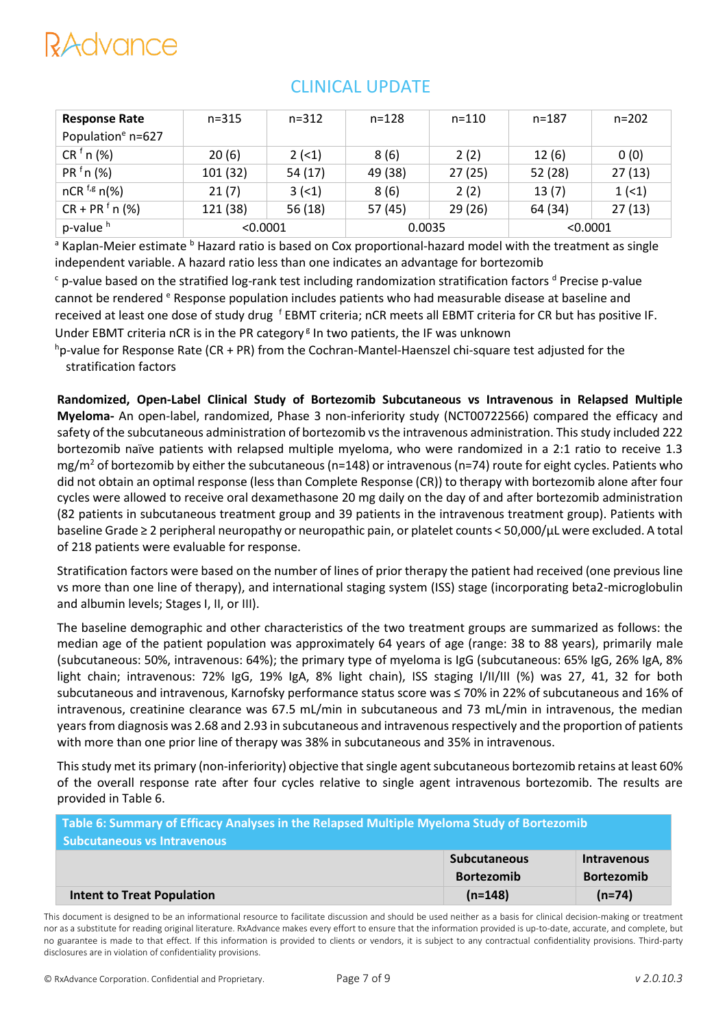## CLINICAL UPDATE

| Response Rate Population[e] n=627 | n=315 | n=312 | n=128 | n=110 | n=187 | n=202 |
|---|---|---|---|---|---|---|
| CR [f] n (%) | 20 (6) | 2 (<1) | 8 (6) | 2 (2) | 12 (6) | 0 (0) |
| PR [f] n (%) | 101 (32) | 54 (17) | 49 (38) | 27 (25) | 52 (28) | 27 (13) |
| nCR [f,g] n(%) | 21 (7) | 3 (<1) | 8 (6) | 2 (2) | 13 (7) | 1 (<1) |
| CR + PR [f] n (%) | 121 (38) | 56 (18) | 57 (45) | 29 (26) | 64 (34) | 27 (13) |
| p-value [h] | <0.0001 | | 0.0035 | | <0.0001 | |

[a] Kaplan-Meier estimate [b] Hazard ratio is based on Cox proportional-hazard model with the treatment as single independent variable. A hazard ratio less than one indicates an advantage for bortezomib

[c] p-value based on the stratified log-rank test including randomization stratification factors [d] Precise p-value cannot be rendered [e] Response population includes patients who had measurable disease at baseline and received at least one dose of study drug [f] EBMT criteria; nCR meets all EBMT criteria for CR but has positive IF. Under EBMT criteria nCR is in the PR category [g] In two patients, the IF was unknown

[h] p-value for Response Rate (CR + PR) from the Cochran-Mantel-Haenszel chi-square test adjusted for the stratification factors

**Randomized, Open-Label Clinical Study of Bortezomib Subcutaneous vs Intravenous in Relapsed Multiple Myeloma-** An open-label, randomized, Phase 3 non-inferiority study (NCT00722566) compared the efficacy and safety of the subcutaneous administration of bortezomib vs the intravenous administration. This study included 222 bortezomib naïve patients with relapsed multiple myeloma, who were randomized in a 2:1 ratio to receive 1.3 $mg/m^2$ of bortezomib by either the subcutaneous (n=148) or intravenous (n=74) route for eight cycles. Patients who did not obtain an optimal response (less than Complete Response (CR)) to therapy with bortezomib alone after four cycles were allowed to receive oral dexamethasone 20 mg daily on the day of and after bortezomib administration (82 patients in subcutaneous treatment group and 39 patients in the intravenous treatment group). Patients with baseline Grade ≥ 2 peripheral neuropathy or neuropathic pain, or platelet counts < 50,000/µL were excluded. A total of 218 patients were evaluable for response.

Stratification factors were based on the number of lines of prior therapy the patient had received (one previous line vs more than one line of therapy), and international staging system (ISS) stage (incorporating beta2-microglobulin and albumin levels; Stages I, II, or III).

The baseline demographic and other characteristics of the two treatment groups are summarized as follows: the median age of the patient population was approximately 64 years of age (range: 38 to 88 years), primarily male (subcutaneous: 50%, intravenous: 64%); the primary type of myeloma is IgG (subcutaneous: 65% IgG, 26% IgA, 8% light chain; intravenous: 72% IgG, 19% IgA, 8% light chain), ISS staging I/II/III (%) was 27, 41, 32 for both subcutaneous and intravenous, Karnofsky performance status score was ≤ 70% in 22% of subcutaneous and 16% of intravenous, creatinine clearance was 67.5 mL/min in subcutaneous and 73 mL/min in intravenous, the median years from diagnosis was 2.68 and 2.93 in subcutaneous and intravenous respectively and the proportion of patients with more than one prior line of therapy was 38% in subcutaneous and 35% in intravenous.

This study met its primary (non-inferiority) objective that single agent subcutaneous bortezomib retains at least 60% of the overall response rate after four cycles relative to single agent intravenous bortezomib. The results are provided in Table 6.

**Table 6: Summary of Efficacy Analyses in the Relapsed Multiple Myeloma Study of Bortezomib Subcutaneous vs Intravenous**

| | Subcutaneous Bortezomib | Intravenous Bortezomib |
|---|---|---|
| **Intent to Treat Population** | **(n=148)** | **(n=74)** |

This document is designed to be an informational resource to facilitate discussion and should be used neither as a basis for clinical decision-making or treatment nor as a substitute for reading original literature. RxAdvance makes every effort to ensure that the information provided is up-to-date, accurate, and complete, but no guarantee is made to that effect. If this information is provided to clients or vendors, it is subject to any contractual confidentiality provisions. Third-party disclosures are in violation of confidentiality provisions.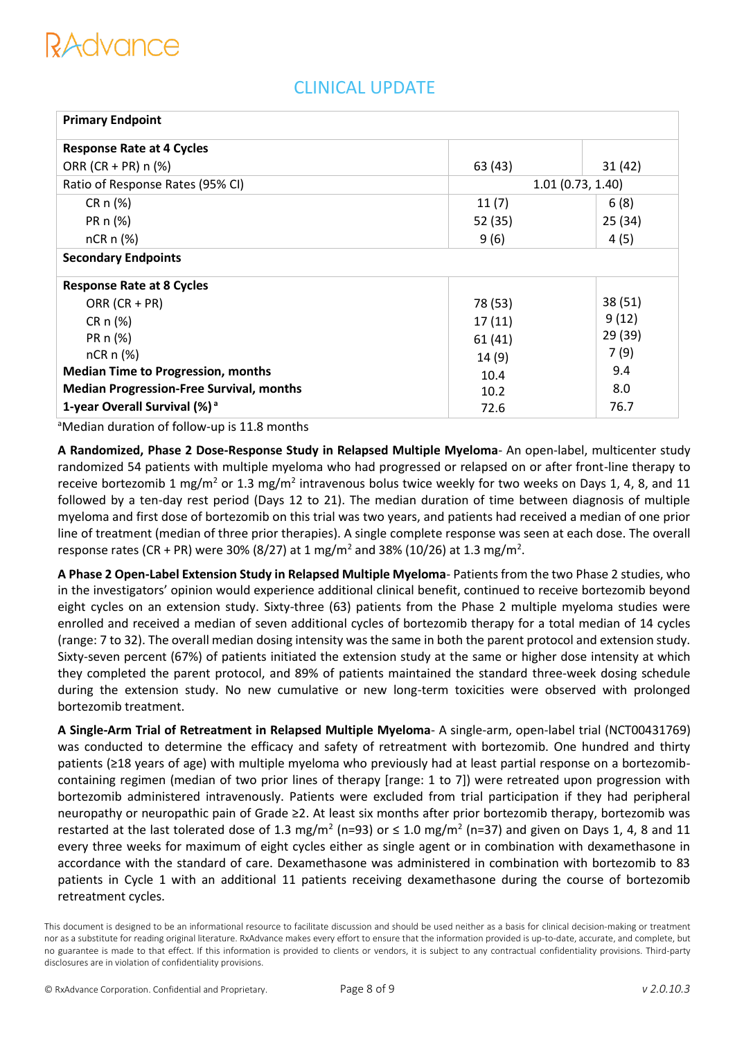## CLINICAL UPDATE

| Primary Endpoint | | |
|---|---|---|
| **Response Rate at 4 Cycles** | | |
| ORR (CR + PR) n (%) | 63 (43) | 31 (42) |
| Ratio of Response Rates (95% CI) | 1.01 (0.73, 1.40) | |
| CR n (%) | 11 (7) | 6 (8) |
| PR n (%) | 52 (35) | 25 (34) |
| nCR n (%) | 9 (6) | 4 (5) |
| **Secondary Endpoints** | | |
| **Response Rate at 8 Cycles** | | |
| ORR (CR + PR) | 78 (53) | 38 (51) |
| CR n (%) | 17 (11) | 9 (12) |
| PR n (%) | 61 (41) | 29 (39) |
| nCR n (%) | 14 (9) | 7 (9) |
| **Median Time to Progression, months** | 10.4 | 9.4 |
| **Median Progression-Free Survival, months** | 10.2 | 8.0 |
| **1-year Overall Survival (%)** [a] | 72.6 | 76.7 |

[a]Median duration of follow-up is 11.8 months

**A Randomized, Phase 2 Dose-Response Study in Relapsed Multiple Myeloma**- An open-label, multicenter study randomized 54 patients with multiple myeloma who had progressed or relapsed on or after front-line therapy to receive bortezomib 1 mg/m$^2$ or 1.3 mg/m$^2$ intravenous bolus twice weekly for two weeks on Days 1, 4, 8, and 11 followed by a ten-day rest period (Days 12 to 21). The median duration of time between diagnosis of multiple myeloma and first dose of bortezomib on this trial was two years, and patients had received a median of one prior line of treatment (median of three prior therapies). A single complete response was seen at each dose. The overall response rates (CR + PR) were 30% (8/27) at 1 mg/m$^2$ and 38% (10/26) at 1.3 mg/m$^2$.

**A Phase 2 Open-Label Extension Study in Relapsed Multiple Myeloma**- Patients from the two Phase 2 studies, who in the investigators' opinion would experience additional clinical benefit, continued to receive bortezomib beyond eight cycles on an extension study. Sixty-three (63) patients from the Phase 2 multiple myeloma studies were enrolled and received a median of seven additional cycles of bortezomib therapy for a total median of 14 cycles (range: 7 to 32). The overall median dosing intensity was the same in both the parent protocol and extension study. Sixty-seven percent (67%) of patients initiated the extension study at the same or higher dose intensity at which they completed the parent protocol, and 89% of patients maintained the standard three-week dosing schedule during the extension study. No new cumulative or new long-term toxicities were observed with prolonged bortezomib treatment.

**A Single-Arm Trial of Retreatment in Relapsed Multiple Myeloma**- A single-arm, open-label trial (NCT00431769) was conducted to determine the efficacy and safety of retreatment with bortezomib. One hundred and thirty patients (≥18 years of age) with multiple myeloma who previously had at least partial response on a bortezomib-containing regimen (median of two prior lines of therapy [range: 1 to 7]) were retreated upon progression with bortezomib administered intravenously. Patients were excluded from trial participation if they had peripheral neuropathy or neuropathic pain of Grade ≥2. At least six months after prior bortezomib therapy, bortezomib was restarted at the last tolerated dose of 1.3 mg/m$^2$ (n=93) or ≤ 1.0 mg/m$^2$ (n=37) and given on Days 1, 4, 8 and 11 every three weeks for maximum of eight cycles either as single agent or in combination with dexamethasone in accordance with the standard of care. Dexamethasone was administered in combination with bortezomib to 83 patients in Cycle 1 with an additional 11 patients receiving dexamethasone during the course of bortezomib retreatment cycles.

This document is designed to be an informational resource to facilitate discussion and should be used neither as a basis for clinical decision-making or treatment nor as a substitute for reading original literature. RxAdvance makes every effort to ensure that the information provided is up-to-date, accurate, and complete, but no guarantee is made to that effect. If this information is provided to clients or vendors, it is subject to any contractual confidentiality provisions. Third-party disclosures are in violation of confidentiality provisions.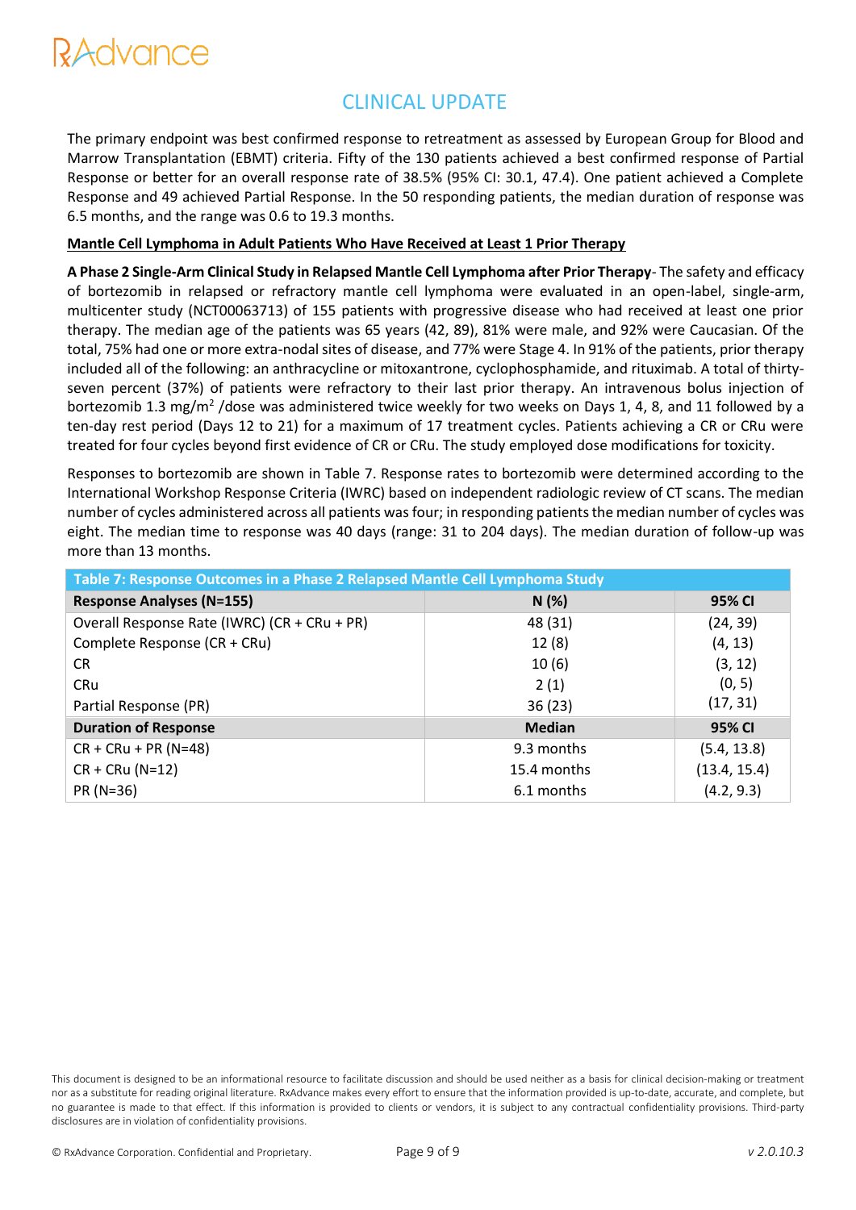## CLINICAL UPDATE

The primary endpoint was best confirmed response to retreatment as assessed by European Group for Blood and Marrow Transplantation (EBMT) criteria. Fifty of the 130 patients achieved a best confirmed response of Partial Response or better for an overall response rate of 38.5% (95% CI: 30.1, 47.4). One patient achieved a Complete Response and 49 achieved Partial Response. In the 50 responding patients, the median duration of response was 6.5 months, and the range was 0.6 to 19.3 months.

**Mantle Cell Lymphoma in Adult Patients Who Have Received at Least 1 Prior Therapy**

**A Phase 2 Single-Arm Clinical Study in Relapsed Mantle Cell Lymphoma after Prior Therapy**- The safety and efficacy of bortezomib in relapsed or refractory mantle cell lymphoma were evaluated in an open-label, single-arm, multicenter study (NCT00063713) of 155 patients with progressive disease who had received at least one prior therapy. The median age of the patients was 65 years (42, 89), 81% were male, and 92% were Caucasian. Of the total, 75% had one or more extra-nodal sites of disease, and 77% were Stage 4. In 91% of the patients, prior therapy included all of the following: an anthracycline or mitoxantrone, cyclophosphamide, and rituximab. A total of thirty-seven percent (37%) of patients were refractory to their last prior therapy. An intravenous bolus injection of bortezomib 1.3 $mg/m^2$ /dose was administered twice weekly for two weeks on Days 1, 4, 8, and 11 followed by a ten-day rest period (Days 12 to 21) for a maximum of 17 treatment cycles. Patients achieving a CR or CRu were treated for four cycles beyond first evidence of CR or CRu. The study employed dose modifications for toxicity.

Responses to bortezomib are shown in Table 7. Response rates to bortezomib were determined according to the International Workshop Response Criteria (IWRC) based on independent radiologic review of CT scans. The median number of cycles administered across all patients was four; in responding patients the median number of cycles was eight. The median time to response was 40 days (range: 31 to 204 days). The median duration of follow-up was more than 13 months.

**Table 7: Response Outcomes in a Phase 2 Relapsed Mantle Cell Lymphoma Study**

| Response Analyses (N=155) | N (%) | 95% CI |
|---|---|---|
| Overall Response Rate (IWRC) (CR + CRu + PR) | 48 (31) | (24, 39) |
| Complete Response (CR + CRu) | 12 (8) | (4, 13) |
| CR | 10 (6) | (3, 12) |
| CRu | 2 (1) | (0, 5) |
| Partial Response (PR) | 36 (23) | (17, 31) |
| **Duration of Response** | **Median** | **95% CI** |
| CR + CRu + PR (N=48) | 9.3 months | (5.4, 13.8) |
| CR + CRu (N=12) | 15.4 months | (13.4, 15.4) |
| PR (N=36) | 6.1 months | (4.2, 9.3) |

This document is designed to be an informational resource to facilitate discussion and should be used neither as a basis for clinical decision-making or treatment nor as a substitute for reading original literature. RxAdvance makes every effort to ensure that the information provided is up-to-date, accurate, and complete, but no guarantee is made to that effect. If this information is provided to clients or vendors, it is subject to any contractual confidentiality provisions. Third-party disclosures are in violation of confidentiality provisions.